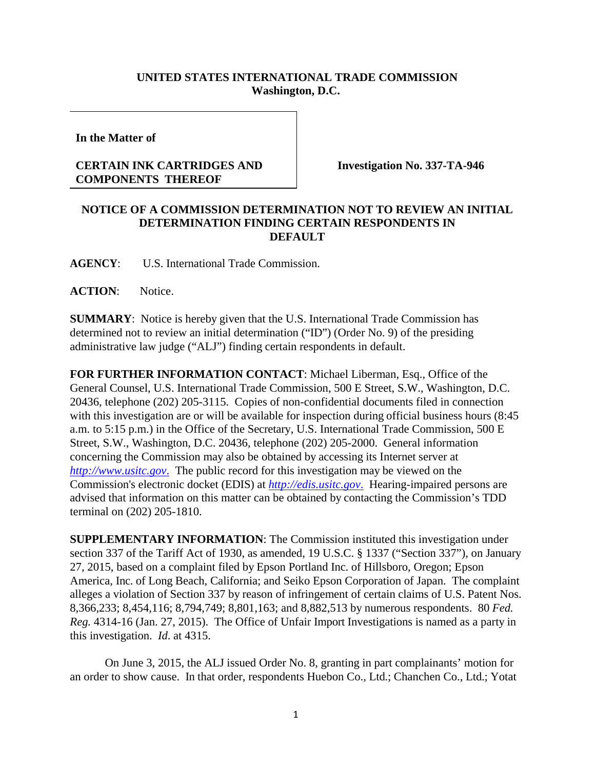**UNITED STATES INTERNATIONAL TRADE COMMISSION**
**Washington, D.C.**

**In the Matter of**

**CERTAIN INK CARTRIDGES AND COMPONENTS THEREOF**

**Investigation No. 337-TA-946**

**NOTICE OF A COMMISSION DETERMINATION NOT TO REVIEW AN INITIAL DETERMINATION FINDING CERTAIN RESPONDENTS IN DEFAULT**

**AGENCY**: U.S. International Trade Commission.

**ACTION**: Notice.

**SUMMARY**: Notice is hereby given that the U.S. International Trade Commission has determined not to review an initial determination ("ID") (Order No. 9) of the presiding administrative law judge ("ALJ") finding certain respondents in default.

**FOR FURTHER INFORMATION CONTACT**: Michael Liberman, Esq., Office of the General Counsel, U.S. International Trade Commission, 500 E Street, S.W., Washington, D.C. 20436, telephone (202) 205-3115. Copies of non-confidential documents filed in connection with this investigation are or will be available for inspection during official business hours (8:45 a.m. to 5:15 p.m.) in the Office of the Secretary, U.S. International Trade Commission, 500 E Street, S.W., Washington, D.C. 20436, telephone (202) 205-2000. General information concerning the Commission may also be obtained by accessing its Internet server at *http://www.usitc.gov*. The public record for this investigation may be viewed on the Commission's electronic docket (EDIS) at *http://edis.usitc.gov*. Hearing-impaired persons are advised that information on this matter can be obtained by contacting the Commission's TDD terminal on (202) 205-1810.

**SUPPLEMENTARY INFORMATION**: The Commission instituted this investigation under section 337 of the Tariff Act of 1930, as amended, 19 U.S.C. § 1337 ("Section 337"), on January 27, 2015, based on a complaint filed by Epson Portland Inc. of Hillsboro, Oregon; Epson America, Inc. of Long Beach, California; and Seiko Epson Corporation of Japan. The complaint alleges a violation of Section 337 by reason of infringement of certain claims of U.S. Patent Nos. 8,366,233; 8,454,116; 8,794,749; 8,801,163; and 8,882,513 by numerous respondents. 80 *Fed. Reg.* 4314-16 (Jan. 27, 2015). The Office of Unfair Import Investigations is named as a party in this investigation. *Id*. at 4315.

On June 3, 2015, the ALJ issued Order No. 8, granting in part complainants' motion for an order to show cause. In that order, respondents Huebon Co., Ltd.; Chanchen Co., Ltd.; Yotat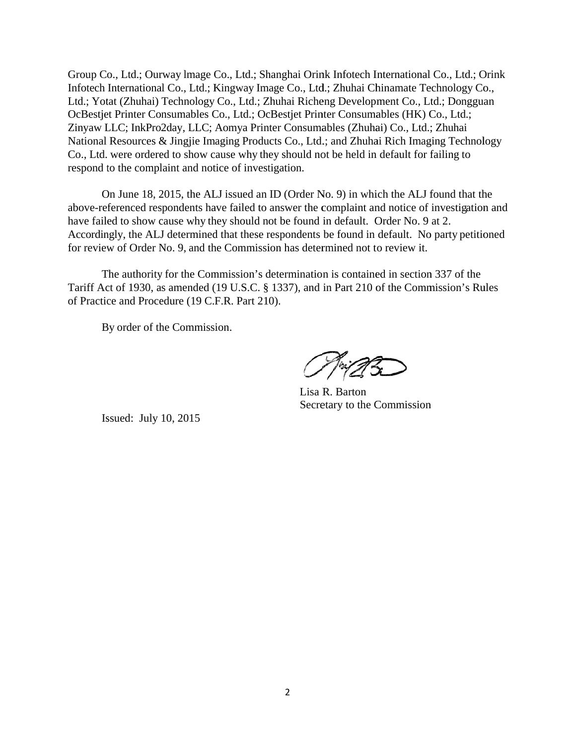Group Co., Ltd.; Ourway lmage Co., Ltd.; Shanghai Orink Infotech International Co., Ltd.; Orink Infotech International Co., Ltd.; Kingway Image Co., Ltd.; Zhuhai Chinamate Technology Co., Ltd.; Yotat (Zhuhai) Technology Co., Ltd.; Zhuhai Richeng Development Co., Ltd.; Dongguan OcBestjet Printer Consumables Co., Ltd.; OcBestjet Printer Consumables (HK) Co., Ltd.; Zinyaw LLC; InkPro2day, LLC; Aomya Printer Consumables (Zhuhai) Co., Ltd.; Zhuhai National Resources & Jingjie Imaging Products Co., Ltd.; and Zhuhai Rich Imaging Technology Co., Ltd. were ordered to show cause why they should not be held in default for failing to respond to the complaint and notice of investigation.

On June 18, 2015, the ALJ issued an ID (Order No. 9) in which the ALJ found that the above-referenced respondents have failed to answer the complaint and notice of investigation and have failed to show cause why they should not be found in default. Order No. 9 at 2. Accordingly, the ALJ determined that these respondents be found in default. No party petitioned for review of Order No. 9, and the Commission has determined not to review it.

The authority for the Commission's determination is contained in section 337 of the Tariff Act of 1930, as amended (19 U.S.C. § 1337), and in Part 210 of the Commission's Rules of Practice and Procedure (19 C.F.R. Part 210).

By order of the Commission.

Lisa R. Barton
Secretary to the Commission

Issued: July 10, 2015